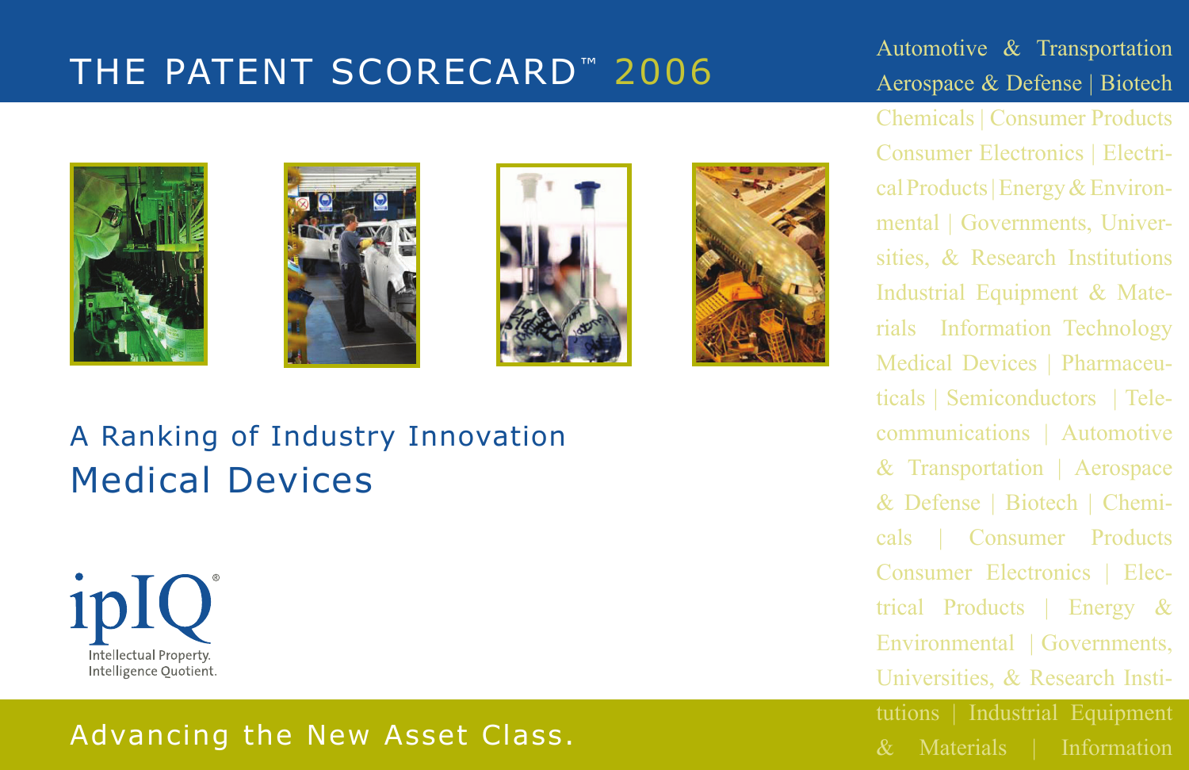# THE PATENT SCORECARD™ 2006

Automotive & Transportation Aerospace & Defense | Biotech Chemicals | Consumer Products Consumer Electronics | Electrical Products | Energy & Environmental | Governments, Universities, & Research Institutions Industrial Equipment & Materials Information Technology Medical Devices | Pharmaceuticals | Semiconductors | Telecommunications | Automotive & Transportation | Aerospace & Defense | Biotech | Chemicals | Consumer Products Consumer Electronics | Electrical Products | Energy & Environmental | Governments, Universities, & Research Institutions | Industrial Equipment & Materials | Information

## A Ranking of Industry Innovation

## Medical Devices

ipIQ®

Intellectual Property. Intelligence Quotient.

Advancing the New Asset Class.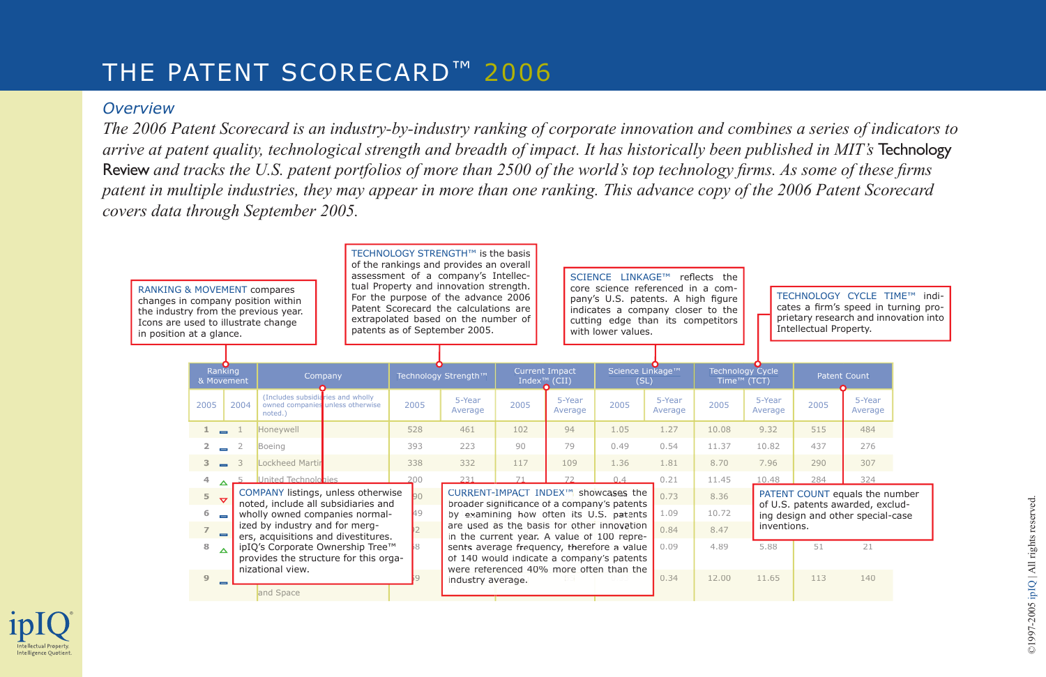# THE PATENT SCORECARD™ 2006

## Overview

*The 2006 Patent Scorecard is an industry-by-industry ranking of corporate innovation and combines a series of indicators to arrive at patent quality, technological strength and breadth of impact. It has historically been published in MIT's* Technology Review *and tracks the U.S. patent portfolios of more than 2500 of the world's top technology firms. As some of these firms patent in multiple industries, they may appear in more than one ranking. This advance copy of the 2006 Patent Scorecard covers data through September 2005.*

RANKING & MOVEMENT compares changes in company position within the industry from the previous year. Icons are used to illustrate change in position at a glance.

TECHNOLOGY STRENGTH™ is the basis of the rankings and provides an overall assessment of a company's Intellectual Property and innovation strength. For the purpose of the advance 2006 Patent Scorecard the calculations are extrapolated based on the number of patents as of September 2005.

SCIENCE LINKAGE™ reflects the core science referenced in a company's U.S. patents. A high figure indicates a company closer to the cutting edge than its competitors with lower values.

TECHNOLOGY CYCLE TIME™ indicates a firm's speed in turning proprietary research and innovation into Intellectual Property.

| Ranking & Movement | | | Company | Technology Strength™ | | Current Impact Index™ (CII) | | Science Linkage™ (SL) | | Technology Cycle Time™ (TCT) | | Patent Count | |
|---|---|---|---|---|---|---|---|---|---|---|---|---|---|
| 2005 | | 2004 | (Includes subsidiaries and wholly owned companies unless otherwise noted.) | 2005 | 5-Year Average | 2005 | 5-Year Average | 2005 | 5-Year Average | 2005 | 5-Year Average | 2005 | 5-Year Average |
| 1 | – | 1 | Honeywell | 528 | 461 | 102 | 94 | 1.05 | 1.27 | 10.08 | 9.32 | 515 | 484 |
| 2 | – | 2 | Boeing | 393 | 223 | 90 | 79 | 0.49 | 0.54 | 11.37 | 10.82 | 437 | 276 |
| 3 | – | 3 | Lockheed Martin | 338 | 332 | 117 | 109 | 1.36 | 1.81 | 8.70 | 7.96 | 290 | 307 |
| 4 | △ | 5 | United Technologies | 200 | 231 | 71 | 72 | 0.4 | 0.21 | 11.45 | 10.48 | 284 | 324 |
| 5 | ▽ | | | 90 | | | | | 0.73 | 8.36 | | | |
| 6 | – | | | 49 | | | | | 1.09 | 10.72 | | | |
| 7 | – | | | 92 | | | | | 0.84 | 8.47 | | | |
| 8 | △ | | | 58 | | | | | 0.09 | 4.89 | 5.88 | 51 | 21 |
| 9 | – | | ... and Space | 39 | | | | | 0.34 | 12.00 | 11.65 | 113 | 140 |

COMPANY listings, unless otherwise noted, include all subsidiaries and wholly owned companies normalized by industry and for mergers, acquisitions and divestitures. ipIQ's Corporate Ownership Tree™ provides the structure for this organizational view.

CURRENT-IMPACT INDEX™ showcases the broader significance of a company's patents by examining how often its U.S. patents are used as the basis for other innovation in the current year. A value of 100 represents average frequency, therefore a value of 140 would indicate a company's patents were referenced 40% more often than the industry average.

PATENT COUNT equals the number of U.S. patents awarded, excluding design and other special-case inventions.

©1997-2005 ipIQ | All rights reserved.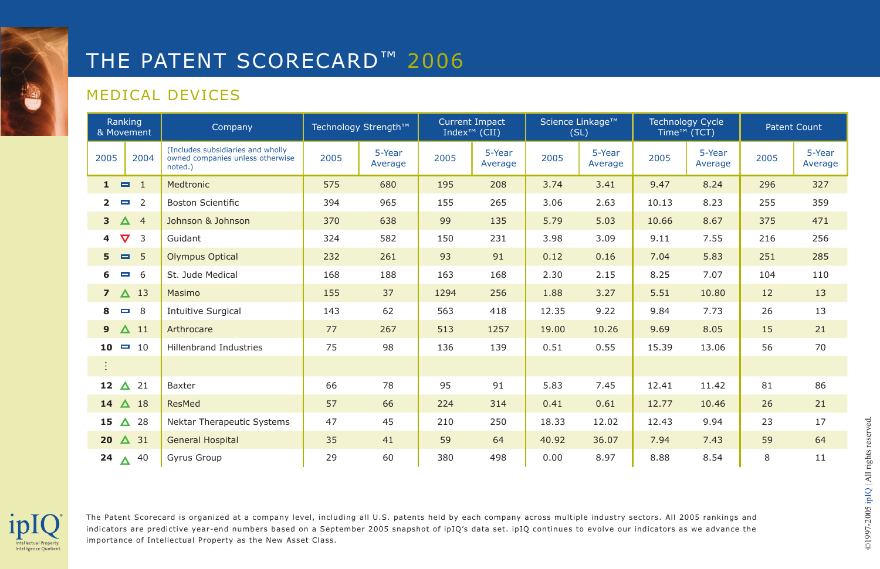# THE PATENT SCORECARD™ 2006

## MEDICAL DEVICES

| Ranking & Movement | | | Company | Technology Strength™ | | Current Impact Index™ (CII) | | Science Linkage™ (SL) | | Technology Cycle Time™ (TCT) | | Patent Count | |
|---|---|---|---|---|---|---|---|---|---|---|---|---|---|
| 2005 | | 2004 | (Includes subsidiaries and wholly owned companies unless otherwise noted.) | 2005 | 5-Year Average | 2005 | 5-Year Average | 2005 | 5-Year Average | 2005 | 5-Year Average | 2005 | 5-Year Average |
| **1** | = | 1 | Medtronic | 575 | 680 | 195 | 208 | 3.74 | 3.41 | 9.47 | 8.24 | 296 | 327 |
| **2** | = | 2 | Boston Scientific | 394 | 965 | 155 | 265 | 3.06 | 2.63 | 10.13 | 8.23 | 255 | 359 |
| **3** | △ | 4 | Johnson & Johnson | 370 | 638 | 99 | 135 | 5.79 | 5.03 | 10.66 | 8.67 | 375 | 471 |
| **4** | ▽ | 3 | Guidant | 324 | 582 | 150 | 231 | 3.98 | 3.09 | 9.11 | 7.55 | 216 | 256 |
| **5** | = | 5 | Olympus Optical | 232 | 261 | 93 | 91 | 0.12 | 0.16 | 7.04 | 5.83 | 251 | 285 |
| **6** | = | 6 | St. Jude Medical | 168 | 188 | 163 | 168 | 2.30 | 2.15 | 8.25 | 7.07 | 104 | 110 |
| **7** | △ | 13 | Masimo | 155 | 37 | 1294 | 256 | 1.88 | 3.27 | 5.51 | 10.80 | 12 | 13 |
| **8** | = | 8 | Intuitive Surgical | 143 | 62 | 563 | 418 | 12.35 | 9.22 | 9.84 | 7.73 | 26 | 13 |
| **9** | △ | 11 | Arthrocare | 77 | 267 | 513 | 1257 | 19.00 | 10.26 | 9.69 | 8.05 | 15 | 21 |
| **10** | = | 10 | Hillenbrand Industries | 75 | 98 | 136 | 139 | 0.51 | 0.55 | 15.39 | 13.06 | 56 | 70 |
| ⋮ | | | | | | | | | | | | | |
| **12** | △ | 21 | Baxter | 66 | 78 | 95 | 91 | 5.83 | 7.45 | 12.41 | 11.42 | 81 | 86 |
| **14** | △ | 18 | ResMed | 57 | 66 | 224 | 314 | 0.41 | 0.61 | 12.77 | 10.46 | 26 | 21 |
| **15** | △ | 28 | Nektar Therapeutic Systems | 47 | 45 | 210 | 250 | 18.33 | 12.02 | 12.43 | 9.94 | 23 | 17 |
| **20** | △ | 31 | General Hospital | 35 | 41 | 59 | 64 | 40.92 | 36.07 | 7.94 | 7.43 | 59 | 64 |
| **24** | △ | 40 | Gyrus Group | 29 | 60 | 380 | 498 | 0.00 | 8.97 | 8.88 | 8.54 | 8 | 11 |

The Patent Scorecard is organized at a company level, including all U.S. patents held by each company across multiple industry sectors. All 2005 rankings and indicators are predictive year-end numbers based on a September 2005 snapshot of ipIQ's data set. ipIQ continues to evolve our indicators as we advance the importance of Intellectual Property as the New Asset Class.

ipIQ® Intellectual Property. Intelligence Quotient.

©1997-2005 ipIQ | All rights reserved.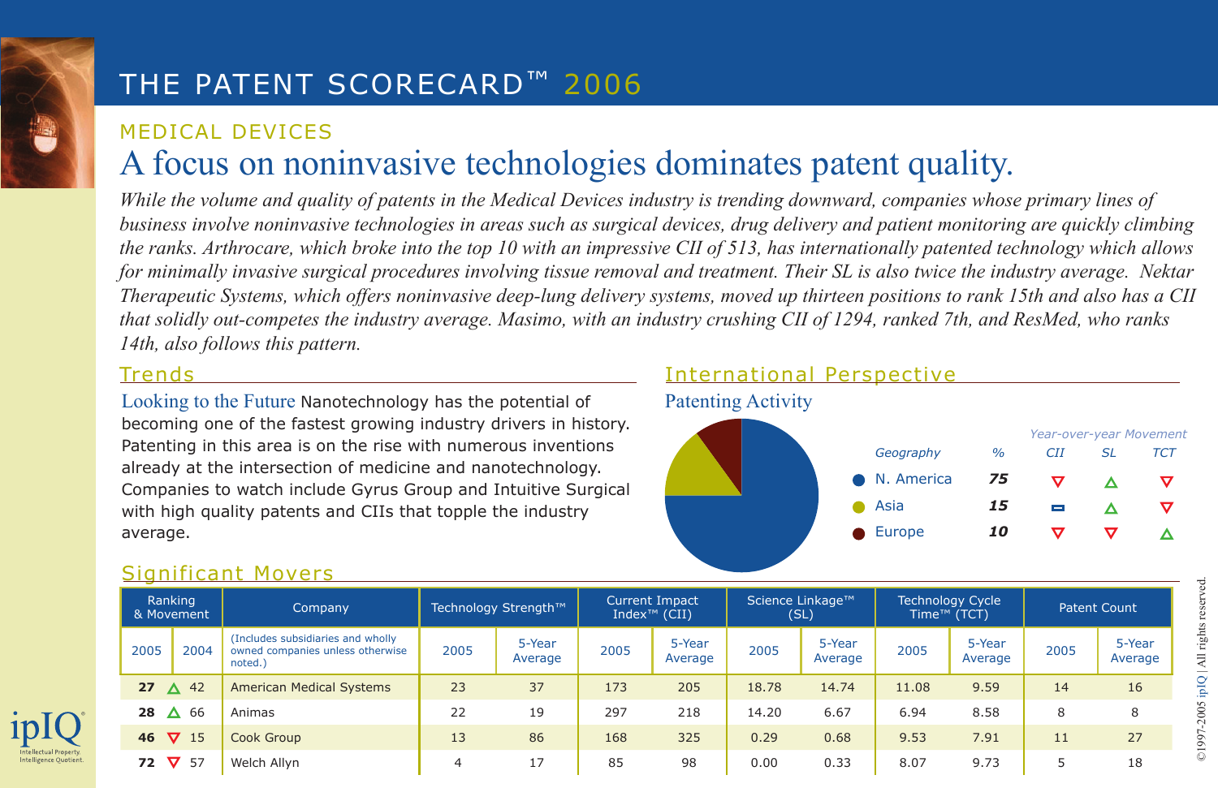# THE PATENT SCORECARD™ 2006

## MEDICAL DEVICES

# A focus on noninvasive technologies dominates patent quality.

*While the volume and quality of patents in the Medical Devices industry is trending downward, companies whose primary lines of business involve noninvasive technologies in areas such as surgical devices, drug delivery and patient monitoring are quickly climbing the ranks. Arthrocare, which broke into the top 10 with an impressive CII of 513, has internationally patented technology which allows for minimally invasive surgical procedures involving tissue removal and treatment. Their SL is also twice the industry average. Nektar Therapeutic Systems, which offers noninvasive deep-lung delivery systems, moved up thirteen positions to rank 15th and also has a CII that solidly out-competes the industry average. Masimo, with an industry crushing CII of 1294, ranked 7th, and ResMed, who ranks 14th, also follows this pattern.*

## Trends

**Looking to the Future** Nanotechnology has the potential of becoming one of the fastest growing industry drivers in history. Patenting in this area is on the rise with numerous inventions already at the intersection of medicine and nanotechnology. Companies to watch include Gyrus Group and Intuitive Surgical with high quality patents and CIIs that topple the industry average.

## International Perspective

### Patenting Activity

| Geography | % | CII (Year-over-year Movement) | SL (Year-over-year Movement) | TCT (Year-over-year Movement) |
|---|---|---|---|---|
| N. America | 75 | ▽ | △ | ▽ |
| Asia | 15 | – | △ | ▽ |
| Europe | 10 | ▽ | ▽ | △ |

## Significant Movers

| Ranking & Movement | | | Company | Technology Strength™ | | Current Impact Index™ (CII) | | Science Linkage™ (SL) | | Technology Cycle Time™ (TCT) | | Patent Count | |
|---|---|---|---|---|---|---|---|---|---|---|---|---|---|
| 2005 | | 2004 | (Includes subsidiaries and wholly owned companies unless otherwise noted.) | 2005 | 5-Year Average | 2005 | 5-Year Average | 2005 | 5-Year Average | 2005 | 5-Year Average | 2005 | 5-Year Average |
| 27 | △ | 42 | American Medical Systems | 23 | 37 | 173 | 205 | 18.78 | 14.74 | 11.08 | 9.59 | 14 | 16 |
| 28 | △ | 66 | Animas | 22 | 19 | 297 | 218 | 14.20 | 6.67 | 6.94 | 8.58 | 8 | 8 |
| 46 | ▽ | 15 | Cook Group | 13 | 86 | 168 | 325 | 0.29 | 0.68 | 9.53 | 7.91 | 11 | 27 |
| 72 | ▽ | 57 | Welch Allyn | 4 | 17 | 85 | 98 | 0.00 | 0.33 | 8.07 | 9.73 | 5 | 18 |

ipIQ® Intellectual Property. Intelligence Quotient.

©1997-2005 ipIQ | All rights reserved.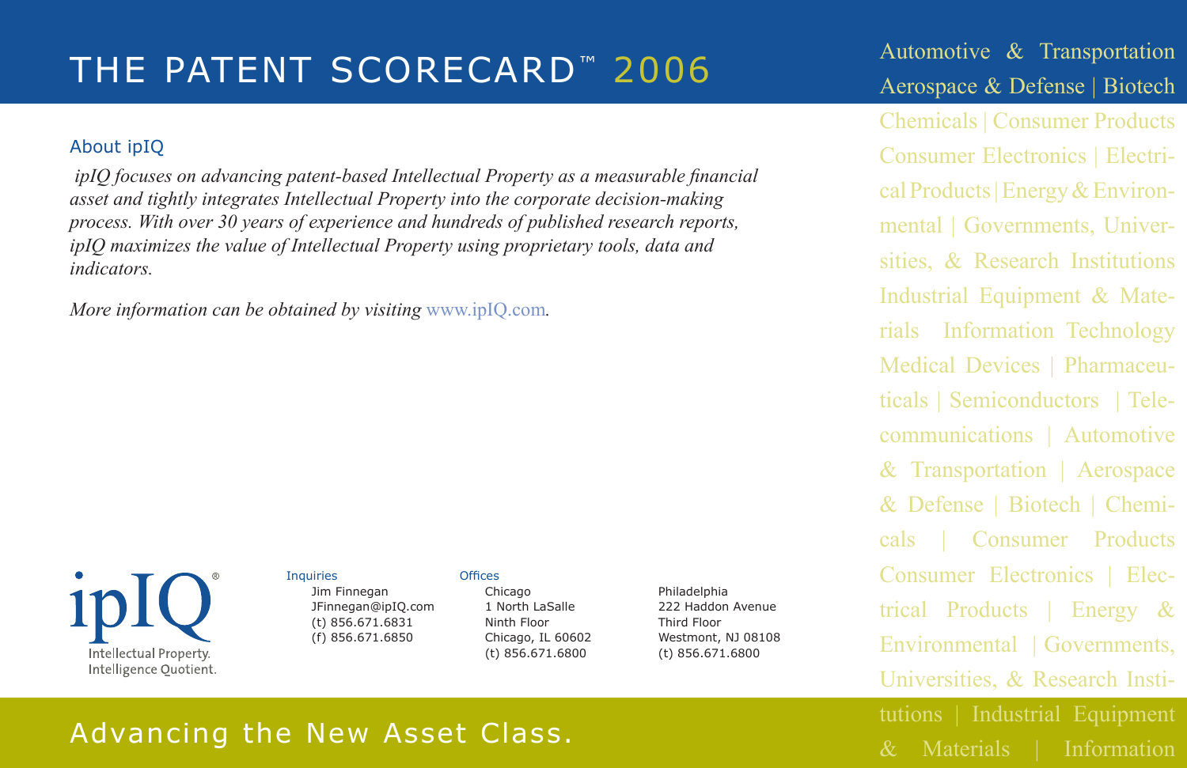# THE PATENT SCORECARD™ 2006

## About ipIQ

*ipIQ focuses on advancing patent-based Intellectual Property as a measurable financial asset and tightly integrates Intellectual Property into the corporate decision-making process. With over 30 years of experience and hundreds of published research reports, ipIQ maximizes the value of Intellectual Property using proprietary tools, data and indicators.*

*More information can be obtained by visiting* www.ipIQ.com.

Automotive & Transportation | Aerospace & Defense | Biotech | Chemicals | Consumer Products | Consumer Electronics | Electrical Products | Energy & Environmental | Governments, Universities, & Research Institutions | Industrial Equipment & Materials | Information Technology | Medical Devices | Pharmaceuticals | Semiconductors | Telecommunications | Automotive & Transportation | Aerospace & Defense | Biotech | Chemicals | Consumer Products | Consumer Electronics | Electrical Products | Energy & Environmental | Governments, Universities, & Research Institutions | Industrial Equipment & Materials | Information

ipIQ®
Intellectual Property.
Intelligence Quotient.

**Inquiries**

Jim Finnegan
JFinnegan@ipIQ.com
(t) 856.671.6831
(f) 856.671.6850

**Offices**

Chicago
1 North LaSalle
Ninth Floor
Chicago, IL 60602
(t) 856.671.6800

Philadelphia
222 Haddon Avenue
Third Floor
Westmont, NJ 08108
(t) 856.671.6800

Advancing the New Asset Class.